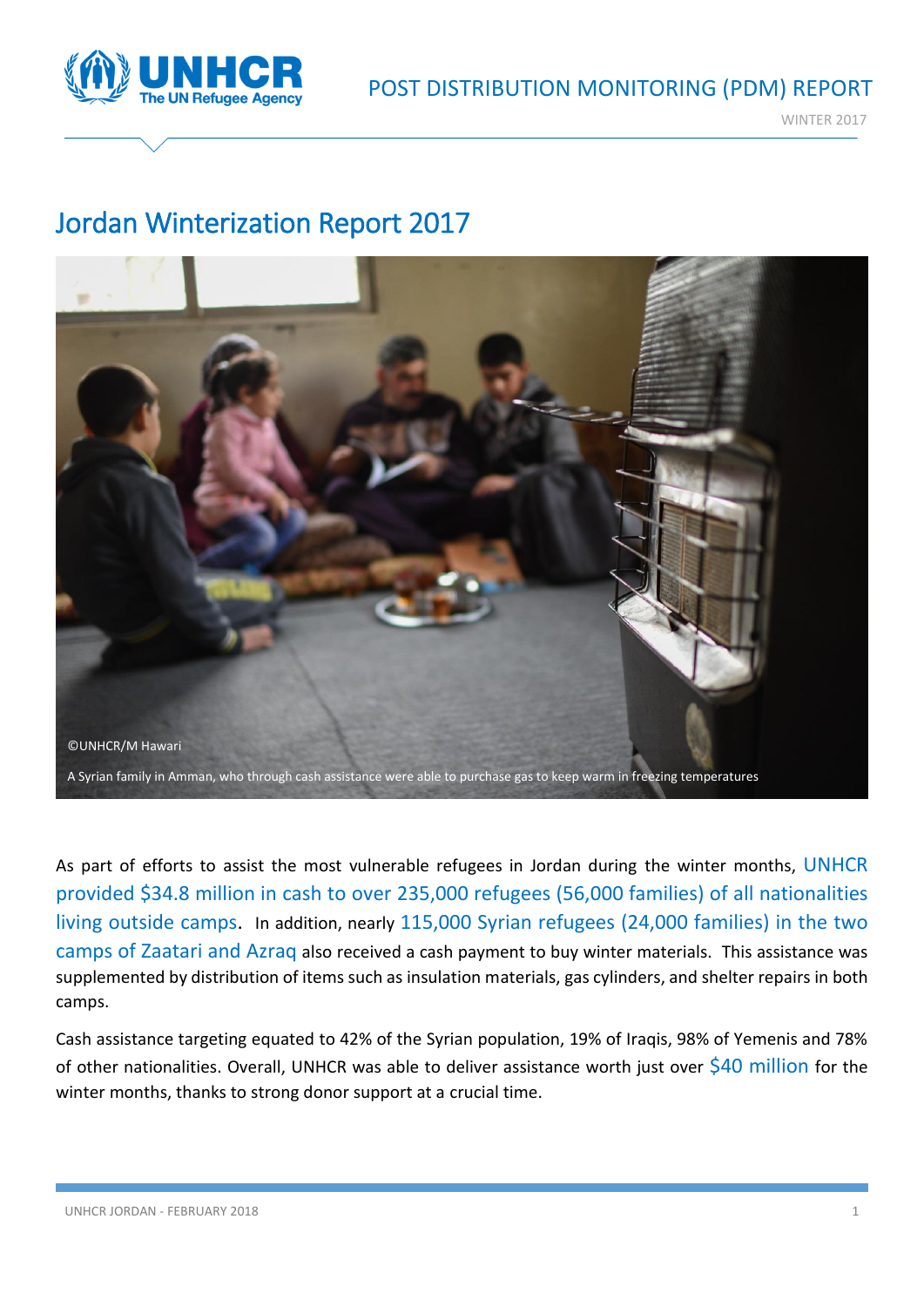POST DISTRIBUTION MONITORING (PDM) REPORT

WINTER 2017

# Jordan Winterization Report 2017

©UNHCR/M Hawari

A Syrian family in Amman, who through cash assistance were able to purchase gas to keep warm in freezing temperatures

As part of efforts to assist the most vulnerable refugees in Jordan during the winter months, UNHCR provided $34.8 million in cash to over 235,000 refugees (56,000 families) of all nationalities living outside camps. In addition, nearly 115,000 Syrian refugees (24,000 families) in the two camps of Zaatari and Azraq also received a cash payment to buy winter materials. This assistance was supplemented by distribution of items such as insulation materials, gas cylinders, and shelter repairs in both camps.

Cash assistance targeting equated to 42% of the Syrian population, 19% of Iraqis, 98% of Yemenis and 78% of other nationalities. Overall, UNHCR was able to deliver assistance worth just over $40 million for the winter months, thanks to strong donor support at a crucial time.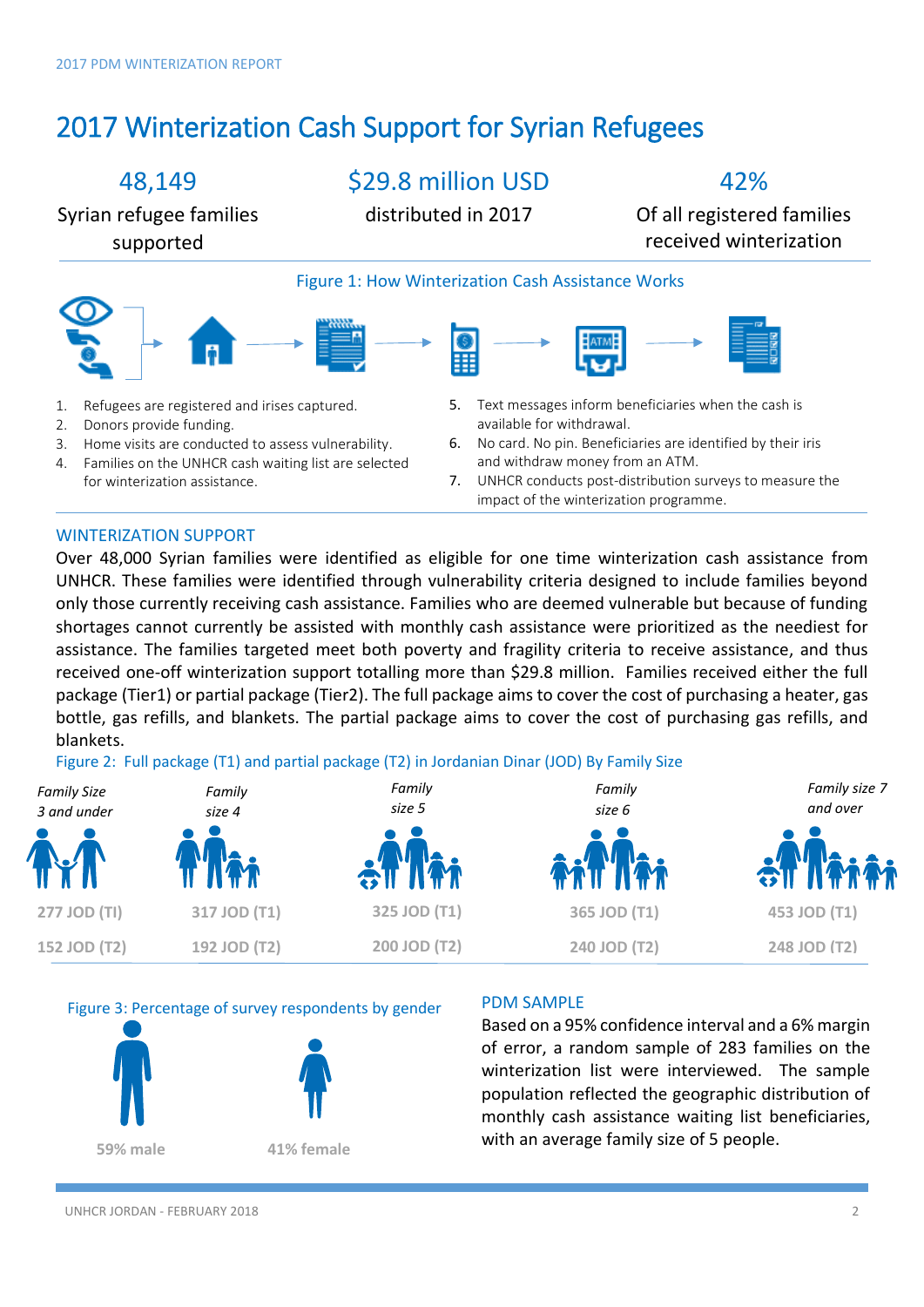# 2017 Winterization Cash Support for Syrian Refugees

| 48,149 | $29.8 million USD | 42% |
|---|---|---|
| Syrian refugee families supported | distributed in 2017 | Of all registered families received winterization |

Figure 1: How Winterization Cash Assistance Works

1. Refugees are registered and irises captured.
2. Donors provide funding.
3. Home visits are conducted to assess vulnerability.
4. Families on the UNHCR cash waiting list are selected for winterization assistance.
5. Text messages inform beneficiaries when the cash is available for withdrawal.
6. No card. No pin. Beneficiaries are identified by their iris and withdraw money from an ATM.
7. UNHCR conducts post-distribution surveys to measure the impact of the winterization programme.

## WINTERIZATION SUPPORT

Over 48,000 Syrian families were identified as eligible for one time winterization cash assistance from UNHCR. These families were identified through vulnerability criteria designed to include families beyond only those currently receiving cash assistance. Families who are deemed vulnerable but because of funding shortages cannot currently be assisted with monthly cash assistance were prioritized as the neediest for assistance. The families targeted meet both poverty and fragility criteria to receive assistance, and thus received one-off winterization support totalling more than $29.8 million. Families received either the full package (Tier1) or partial package (Tier2). The full package aims to cover the cost of purchasing a heater, gas bottle, gas refills, and blankets. The partial package aims to cover the cost of purchasing gas refills, and blankets.

Figure 2: Full package (T1) and partial package (T2) in Jordanian Dinar (JOD) By Family Size

| *Family Size 3 and under* | *Family size 4* | *Family size 5* | *Family size 6* | *Family size 7 and over* |
|---|---|---|---|---|
| 277 JOD (TI) | 317 JOD (T1) | 325 JOD (T1) | 365 JOD (T1) | 453 JOD (T1) |
| 152 JOD (T2) | 192 JOD (T2) | 200 JOD (T2) | 240 JOD (T2) | 248 JOD (T2) |

Figure 3: Percentage of survey respondents by gender

59% male

41% female

## PDM SAMPLE

Based on a 95% confidence interval and a 6% margin of error, a random sample of 283 families on the winterization list were interviewed. The sample population reflected the geographic distribution of monthly cash assistance waiting list beneficiaries, with an average family size of 5 people.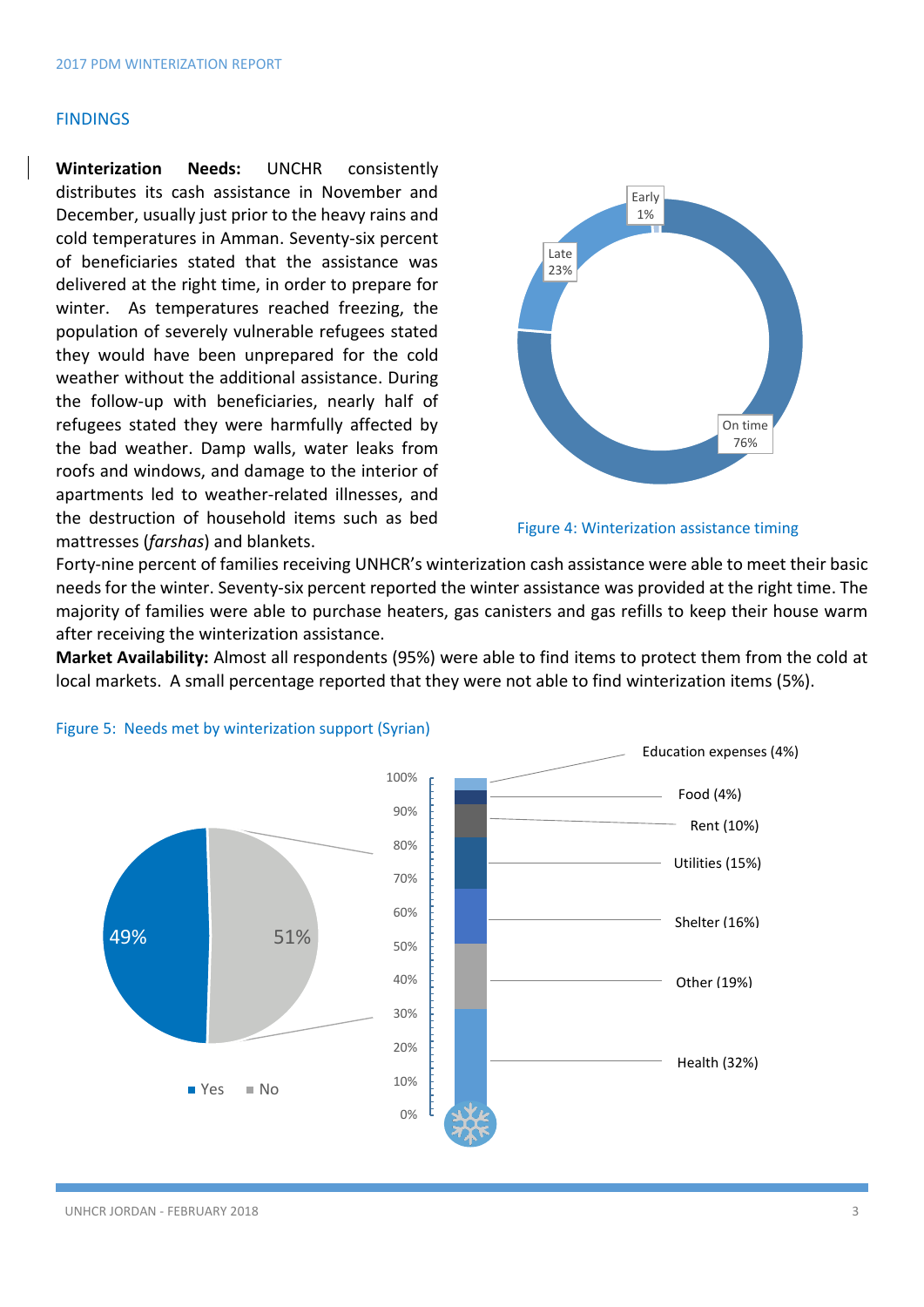## FINDINGS

**Winterization Needs:** UNCHR consistently distributes its cash assistance in November and December, usually just prior to the heavy rains and cold temperatures in Amman. Seventy-six percent of beneficiaries stated that the assistance was delivered at the right time, in order to prepare for winter. As temperatures reached freezing, the population of severely vulnerable refugees stated they would have been unprepared for the cold weather without the additional assistance. During the follow-up with beneficiaries, nearly half of refugees stated they were harmfully affected by the bad weather. Damp walls, water leaks from roofs and windows, and damage to the interior of apartments led to weather-related illnesses, and the destruction of household items such as bed mattresses (*farshas*) and blankets.

Early 1%

Late 23%

On time 76%

Figure 4: Winterization assistance timing

Forty-nine percent of families receiving UNHCR's winterization cash assistance were able to meet their basic needs for the winter. Seventy-six percent reported the winter assistance was provided at the right time. The majority of families were able to purchase heaters, gas canisters and gas refills to keep their house warm after receiving the winterization assistance.

**Market Availability:** Almost all respondents (95%) were able to find items to protect them from the cold at local markets. A small percentage reported that they were not able to find winterization items (5%).

Figure 5: Needs met by winterization support (Syrian)

Yes 49%

No 51%

Education expenses (4%)

Food (4%)

Rent (10%)

Utilities (15%)

Shelter (16%)

Other (19%)

Health (32%)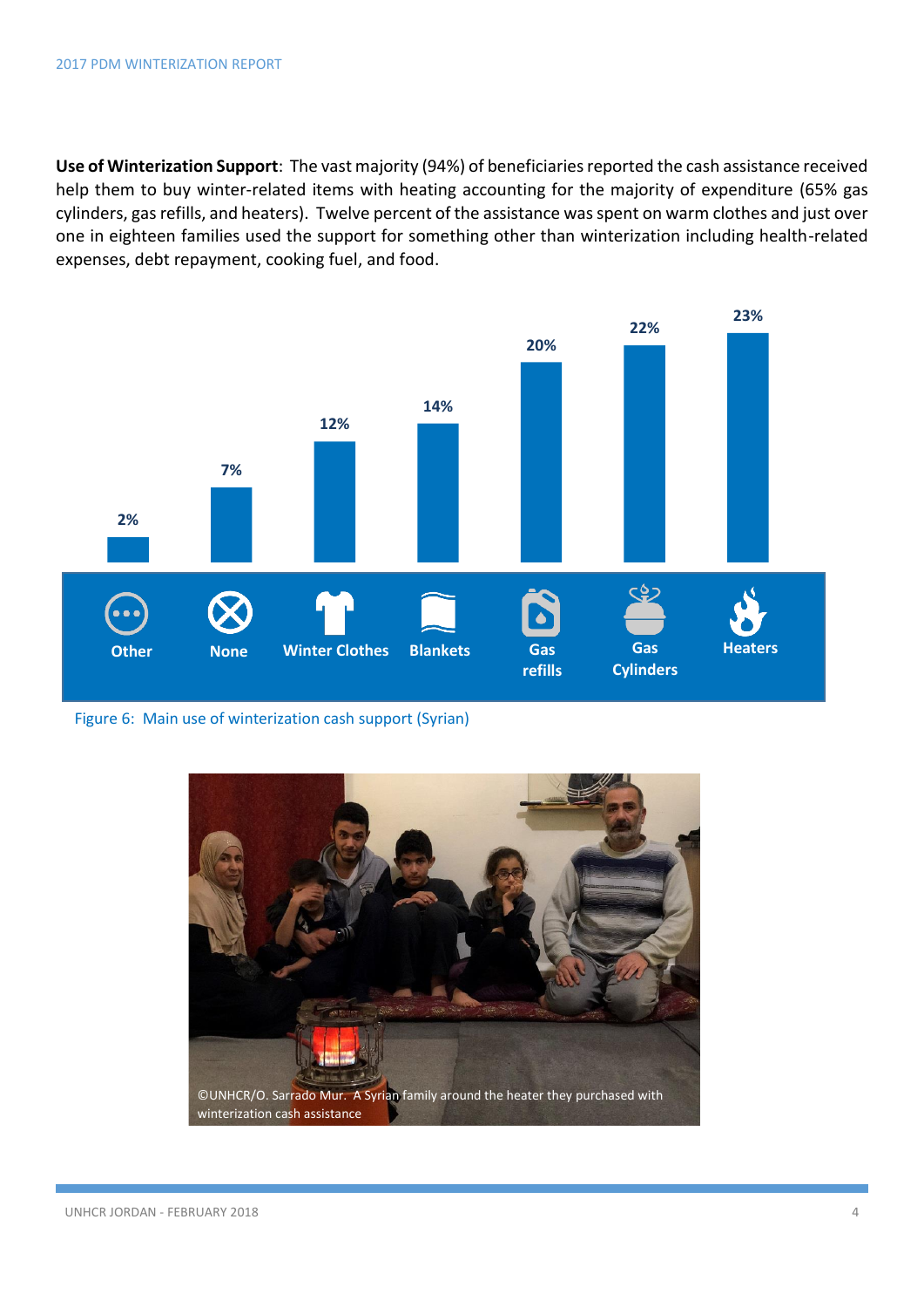**Use of Winterization Support**: The vast majority (94%) of beneficiaries reported the cash assistance received help them to buy winter-related items with heating accounting for the majority of expenditure (65% gas cylinders, gas refills, and heaters). Twelve percent of the assistance was spent on warm clothes and just over one in eighteen families used the support for something other than winterization including health-related expenses, debt repayment, cooking fuel, and food.

| Other | None | Winter Clothes | Blankets | Gas refills | Gas Cylinders | Heaters |
|---|---|---|---|---|---|---|
| 2% | 7% | 12% | 14% | 20% | 22% | 23% |

Figure 6: Main use of winterization cash support (Syrian)

©UNHCR/O. Sarrado Mur. A Syrian family around the heater they purchased with winterization cash assistance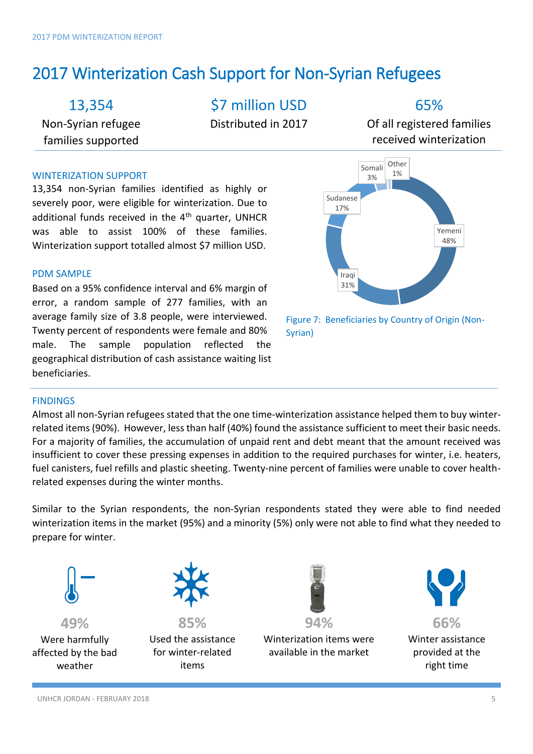# 2017 Winterization Cash Support for Non-Syrian Refugees

| 13,354 | $7 million USD | 65% |
|---|---|---|
| Non-Syrian refugee families supported | Distributed in 2017 | Of all registered families received winterization |

## WINTERIZATION SUPPORT

13,354 non-Syrian families identified as highly or severely poor, were eligible for winterization. Due to additional funds received in the 4th quarter, UNHCR was able to assist 100% of these families. Winterization support totalled almost $7 million USD.

## PDM SAMPLE

Based on a 95% confidence interval and 6% margin of error, a random sample of 277 families, with an average family size of 3.8 people, were interviewed. Twenty percent of respondents were female and 80% male. The sample population reflected the geographical distribution of cash assistance waiting list beneficiaries.

| Country of Origin | Share |
|---|---|
| Yemeni | 48% |
| Iraqi | 31% |
| Sudanese | 17% |
| Somali | 3% |
| Other | 1% |

Figure 7: Beneficiaries by Country of Origin (Non-Syrian)

## FINDINGS

Almost all non-Syrian refugees stated that the one time-winterization assistance helped them to buy winter-related items (90%). However, less than half (40%) found the assistance sufficient to meet their basic needs. For a majority of families, the accumulation of unpaid rent and debt meant that the amount received was insufficient to cover these pressing expenses in addition to the required purchases for winter, i.e. heaters, fuel canisters, fuel refills and plastic sheeting. Twenty-nine percent of families were unable to cover health-related expenses during the winter months.

Similar to the Syrian respondents, the non-Syrian respondents stated they were able to find needed winterization items in the market (95%) and a minority (5%) only were not able to find what they needed to prepare for winter.

**49%** Were harmfully affected by the bad weather

**85%** Used the assistance for winter-related items

**94%** Winterization items were available in the market

**66%** Winter assistance provided at the right time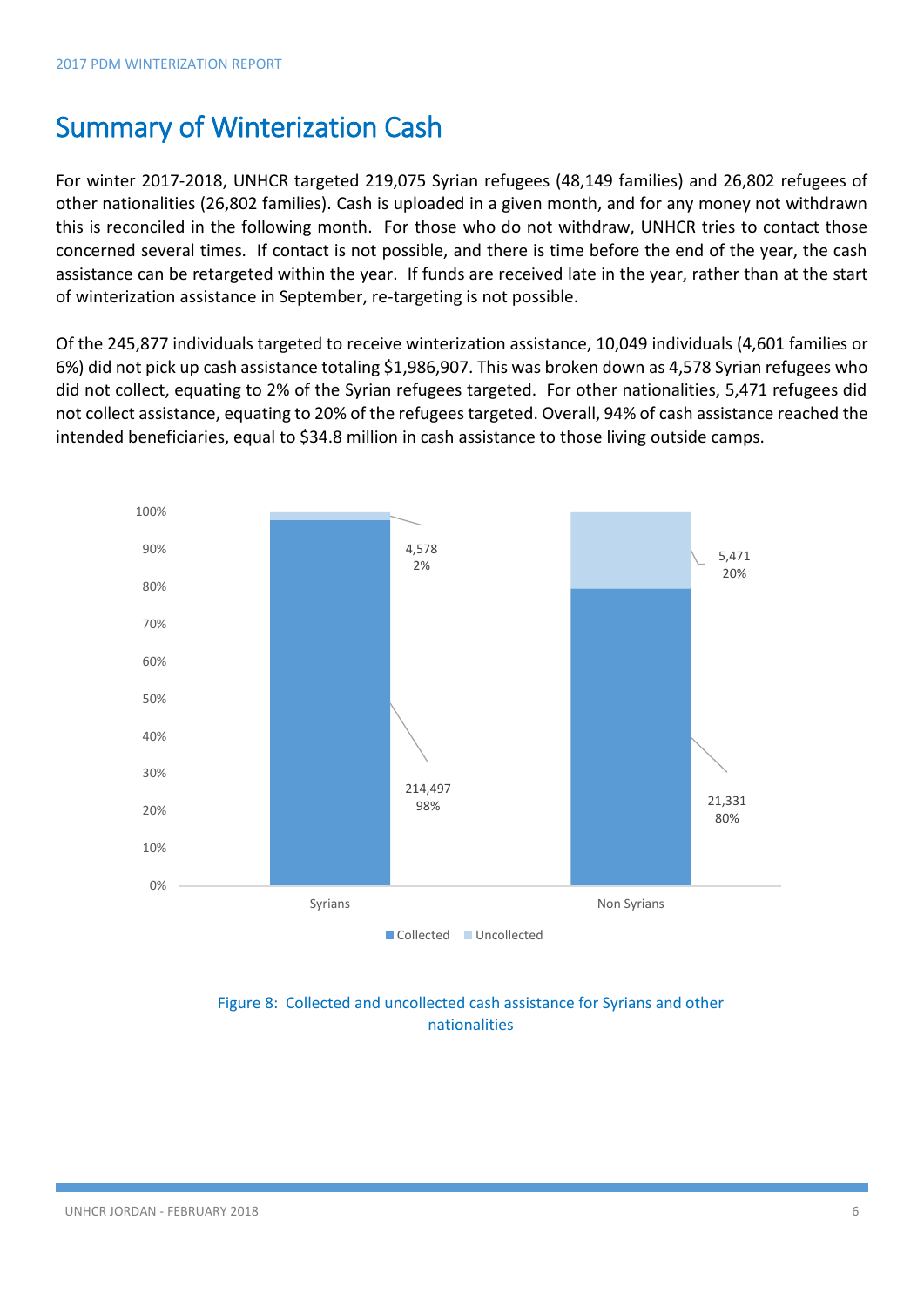# Summary of Winterization Cash

For winter 2017-2018, UNHCR targeted 219,075 Syrian refugees (48,149 families) and 26,802 refugees of other nationalities (26,802 families). Cash is uploaded in a given month, and for any money not withdrawn this is reconciled in the following month. For those who do not withdraw, UNHCR tries to contact those concerned several times. If contact is not possible, and there is time before the end of the year, the cash assistance can be retargeted within the year. If funds are received late in the year, rather than at the start of winterization assistance in September, re-targeting is not possible.

Of the 245,877 individuals targeted to receive winterization assistance, 10,049 individuals (4,601 families or 6%) did not pick up cash assistance totaling $1,986,907. This was broken down as 4,578 Syrian refugees who did not collect, equating to 2% of the Syrian refugees targeted. For other nationalities, 5,471 refugees did not collect assistance, equating to 20% of the refugees targeted. Overall, 94% of cash assistance reached the intended beneficiaries, equal to $34.8 million in cash assistance to those living outside camps.

| | Collected | Uncollected |
|---|---|---|
| Syrians | 214,497 (98%) | 4,578 (2%) |
| Non Syrians | 21,331 (80%) | 5,471 (20%) |

Figure 8: Collected and uncollected cash assistance for Syrians and other nationalities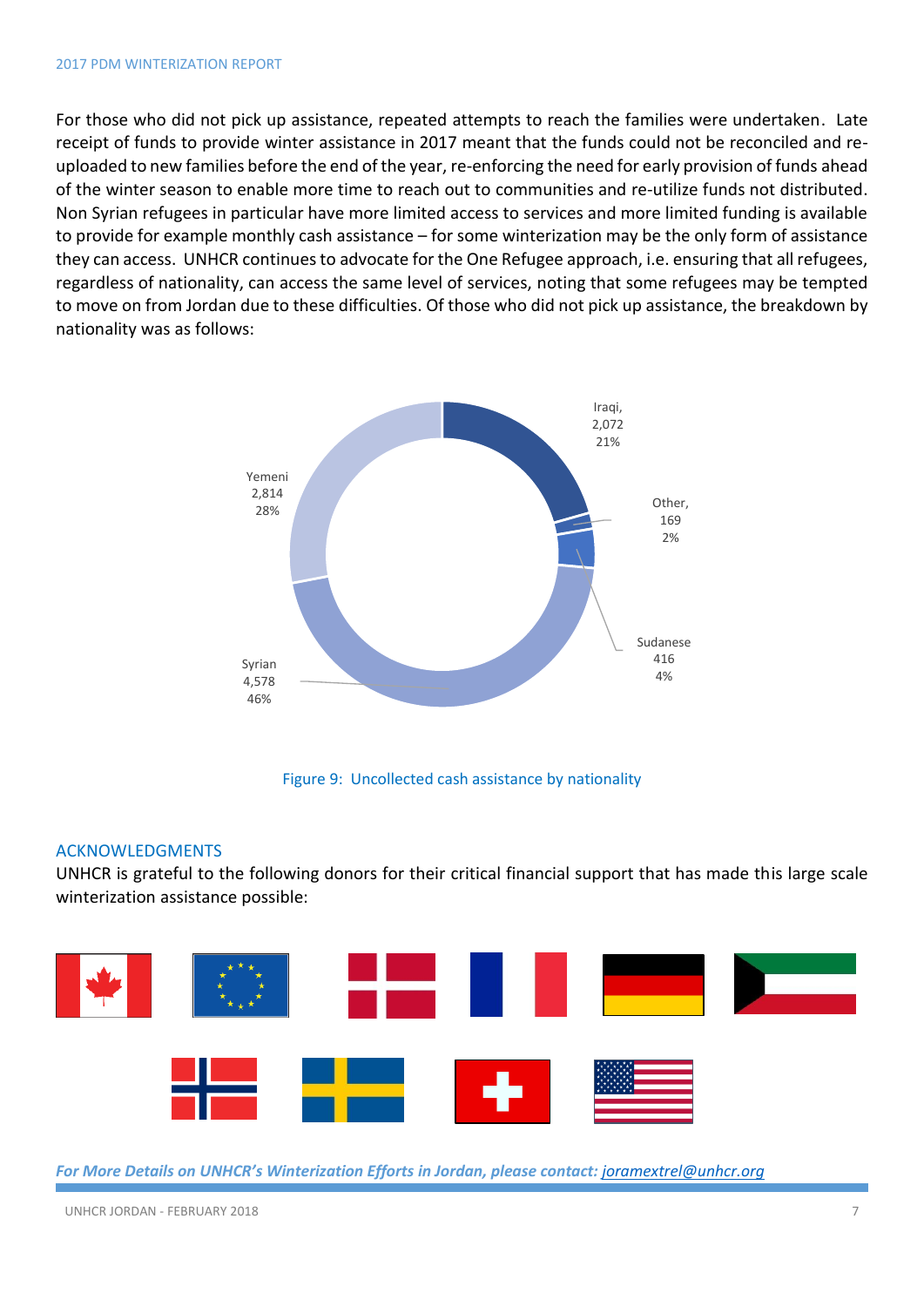For those who did not pick up assistance, repeated attempts to reach the families were undertaken. Late receipt of funds to provide winter assistance in 2017 meant that the funds could not be reconciled and re-uploaded to new families before the end of the year, re-enforcing the need for early provision of funds ahead of the winter season to enable more time to reach out to communities and re-utilize funds not distributed. Non Syrian refugees in particular have more limited access to services and more limited funding is available to provide for example monthly cash assistance – for some winterization may be the only form of assistance they can access. UNHCR continues to advocate for the One Refugee approach, i.e. ensuring that all refugees, regardless of nationality, can access the same level of services, noting that some refugees may be tempted to move on from Jordan due to these difficulties. Of those who did not pick up assistance, the breakdown by nationality was as follows:

Iraqi, 2,072 21%
Other, 169 2%
Sudanese 416 4%
Syrian 4,578 46%
Yemeni 2,814 28%

Figure 9: Uncollected cash assistance by nationality

## ACKNOWLEDGMENTS

UNHCR is grateful to the following donors for their critical financial support that has made this large scale winterization assistance possible:

*For More Details on UNHCR's Winterization Efforts in Jordan, please contact: joramextrel@unhcr.org*